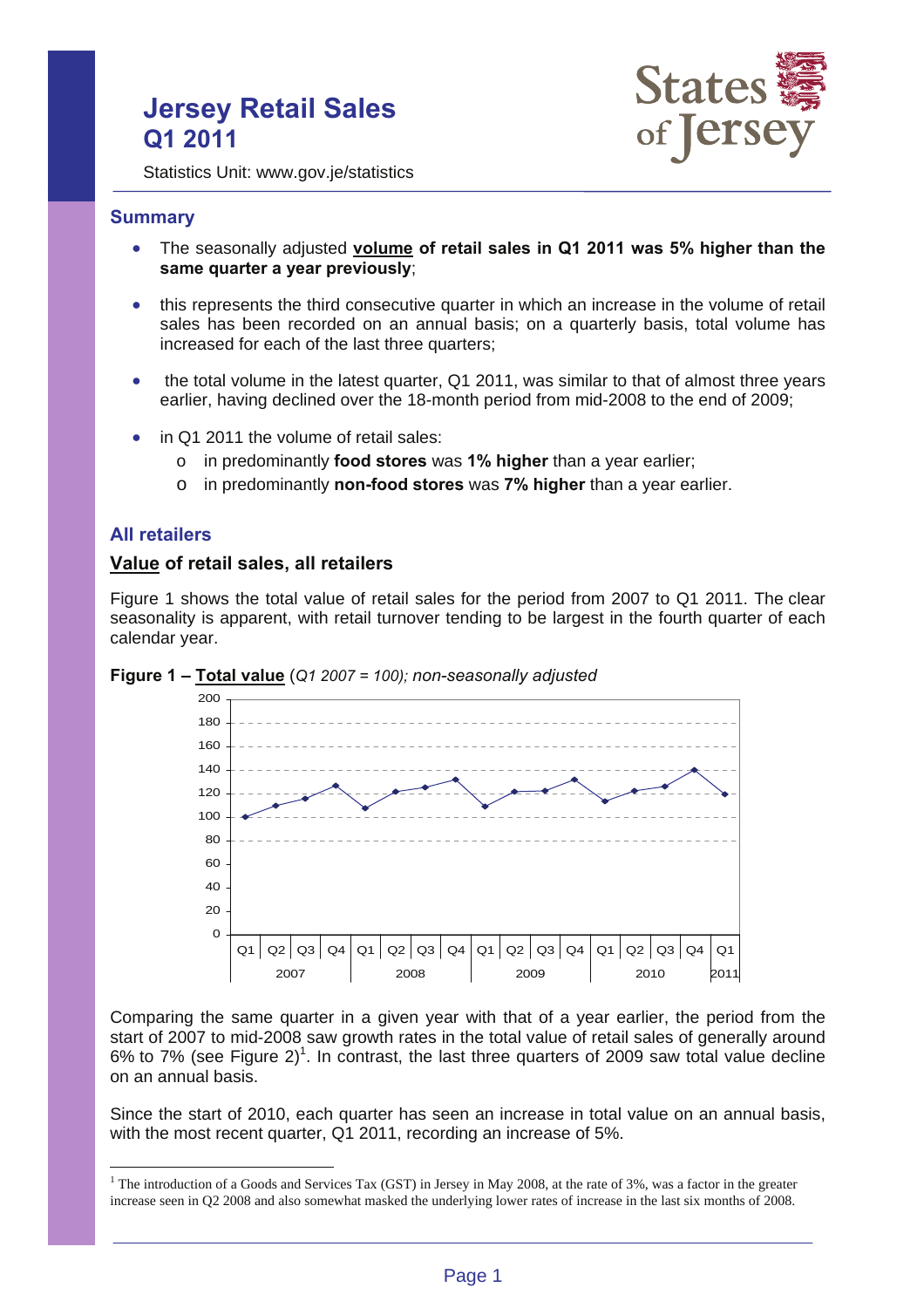# Jersey Retail Sales Q1 2011

Statistics Unit: www.gov.je/statistics

## Summary

- The seasonally adjusted **volume of retail sales in Q1 2011 was 5% higher than the same quarter a year previously**;
- this represents the third consecutive quarter in which an increase in the volume of retail sales has been recorded on an annual basis; on a quarterly basis, total volume has increased for each of the last three quarters;
- the total volume in the latest quarter, Q1 2011, was similar to that of almost three years earlier, having declined over the 18-month period from mid-2008 to the end of 2009;
- in Q1 2011 the volume of retail sales:
  - in predominantly **food stores** was **1% higher** than a year earlier;
  - in predominantly **non-food stores** was **7% higher** than a year earlier.

## All retailers

### Value of retail sales, all retailers

Figure 1 shows the total value of retail sales for the period from 2007 to Q1 2011. The clear seasonality is apparent, with retail turnover tending to be largest in the fourth quarter of each calendar year.

**Figure 1 – Total value** (*Q1 2007 = 100); non-seasonally adjusted*

Comparing the same quarter in a given year with that of a year earlier, the period from the start of 2007 to mid-2008 saw growth rates in the total value of retail sales of generally around 6% to 7% (see Figure 2)[1]. In contrast, the last three quarters of 2009 saw total value decline on an annual basis.

Since the start of 2010, each quarter has seen an increase in total value on an annual basis, with the most recent quarter, Q1 2011, recording an increase of 5%.

[1] The introduction of a Goods and Services Tax (GST) in Jersey in May 2008, at the rate of 3%, was a factor in the greater increase seen in Q2 2008 and also somewhat masked the underlying lower rates of increase in the last six months of 2008.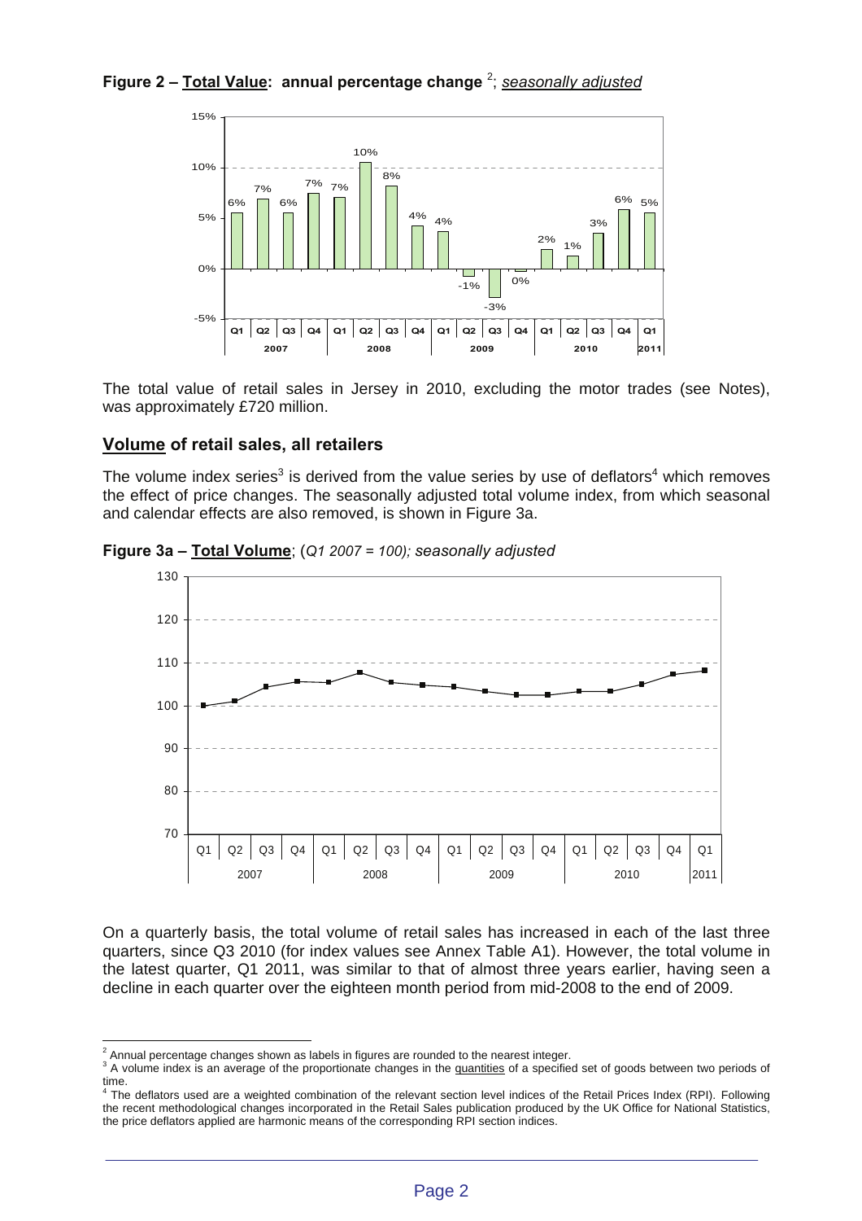**Figure 2 – Total Value: annual percentage change** [2]; *seasonally adjusted*

The total value of retail sales in Jersey in 2010, excluding the motor trades (see Notes), was approximately £720 million.

## Volume of retail sales, all retailers

The volume index series[3] is derived from the value series by use of deflators[4] which removes the effect of price changes. The seasonally adjusted total volume index, from which seasonal and calendar effects are also removed, is shown in Figure 3a.

**Figure 3a – Total Volume**; (*Q1 2007 = 100); seasonally adjusted*

On a quarterly basis, the total volume of retail sales has increased in each of the last three quarters, since Q3 2010 (for index values see Annex Table A1). However, the total volume in the latest quarter, Q1 2011, was similar to that of almost three years earlier, having seen a decline in each quarter over the eighteen month period from mid-2008 to the end of 2009.

---

[2] Annual percentage changes shown as labels in figures are rounded to the nearest integer.

[3] A volume index is an average of the proportionate changes in the quantities of a specified set of goods between two periods of time.

[4] The deflators used are a weighted combination of the relevant section level indices of the Retail Prices Index (RPI). Following the recent methodological changes incorporated in the Retail Sales publication produced by the UK Office for National Statistics, the price deflators applied are harmonic means of the corresponding RPI section indices.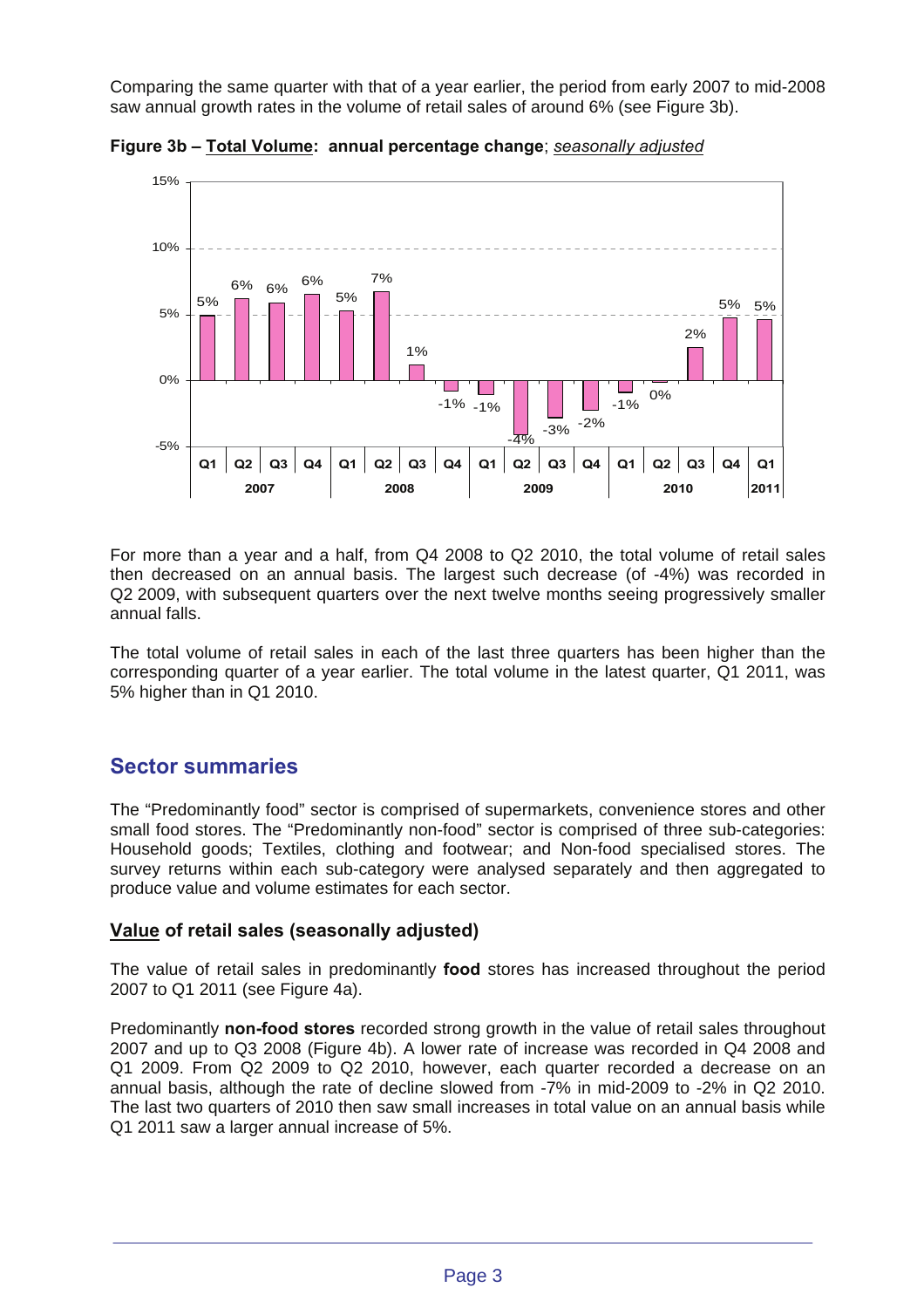Comparing the same quarter with that of a year earlier, the period from early 2007 to mid-2008 saw annual growth rates in the volume of retail sales of around 6% (see Figure 3b).

**Figure 3b – Total Volume: annual percentage change**; *seasonally adjusted*

For more than a year and a half, from Q4 2008 to Q2 2010, the total volume of retail sales then decreased on an annual basis. The largest such decrease (of -4%) was recorded in Q2 2009, with subsequent quarters over the next twelve months seeing progressively smaller annual falls.

The total volume of retail sales in each of the last three quarters has been higher than the corresponding quarter of a year earlier. The total volume in the latest quarter, Q1 2011, was 5% higher than in Q1 2010.

## Sector summaries

The "Predominantly food" sector is comprised of supermarkets, convenience stores and other small food stores. The "Predominantly non-food" sector is comprised of three sub-categories: Household goods; Textiles, clothing and footwear; and Non-food specialised stores. The survey returns within each sub-category were analysed separately and then aggregated to produce value and volume estimates for each sector.

### Value of retail sales (seasonally adjusted)

The value of retail sales in predominantly **food** stores has increased throughout the period 2007 to Q1 2011 (see Figure 4a).

Predominantly **non-food stores** recorded strong growth in the value of retail sales throughout 2007 and up to Q3 2008 (Figure 4b). A lower rate of increase was recorded in Q4 2008 and Q1 2009. From Q2 2009 to Q2 2010, however, each quarter recorded a decrease on an annual basis, although the rate of decline slowed from -7% in mid-2009 to -2% in Q2 2010. The last two quarters of 2010 then saw small increases in total value on an annual basis while Q1 2011 saw a larger annual increase of 5%.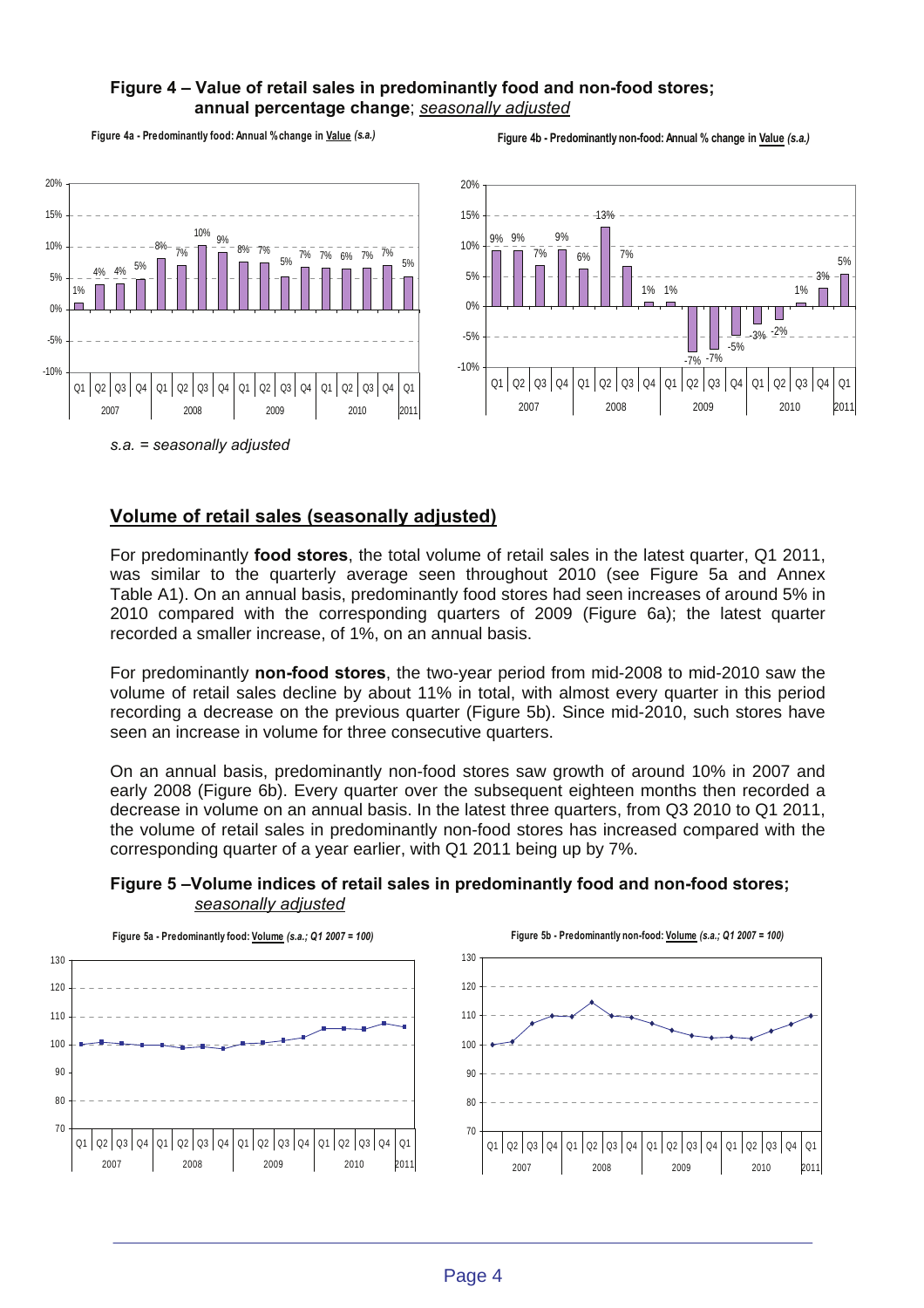**Figure 4 – Value of retail sales in predominantly food and non-food stores; annual percentage change**; *seasonally adjusted*

**Figure 4a - Predominantly food: Annual % change in Value *(s.a.)***

**Figure 4b - Predominantly non-food: Annual % change in Value *(s.a.)***

*s.a. = seasonally adjusted*

## Volume of retail sales (seasonally adjusted)

For predominantly **food stores**, the total volume of retail sales in the latest quarter, Q1 2011, was similar to the quarterly average seen throughout 2010 (see Figure 5a and Annex Table A1). On an annual basis, predominantly food stores had seen increases of around 5% in 2010 compared with the corresponding quarters of 2009 (Figure 6a); the latest quarter recorded a smaller increase, of 1%, on an annual basis.

For predominantly **non-food stores**, the two-year period from mid-2008 to mid-2010 saw the volume of retail sales decline by about 11% in total, with almost every quarter in this period recording a decrease on the previous quarter (Figure 5b). Since mid-2010, such stores have seen an increase in volume for three consecutive quarters.

On an annual basis, predominantly non-food stores saw growth of around 10% in 2007 and early 2008 (Figure 6b). Every quarter over the subsequent eighteen months then recorded a decrease in volume on an annual basis. In the latest three quarters, from Q3 2010 to Q1 2011, the volume of retail sales in predominantly non-food stores has increased compared with the corresponding quarter of a year earlier, with Q1 2011 being up by 7%.

**Figure 5 –Volume indices of retail sales in predominantly food and non-food stores;** *seasonally adjusted*

**Figure 5a - Predominantly food: Volume *(s.a.; Q1 2007 = 100)***

**Figure 5b - Predominantly non-food: Volume *(s.a.; Q1 2007 = 100)***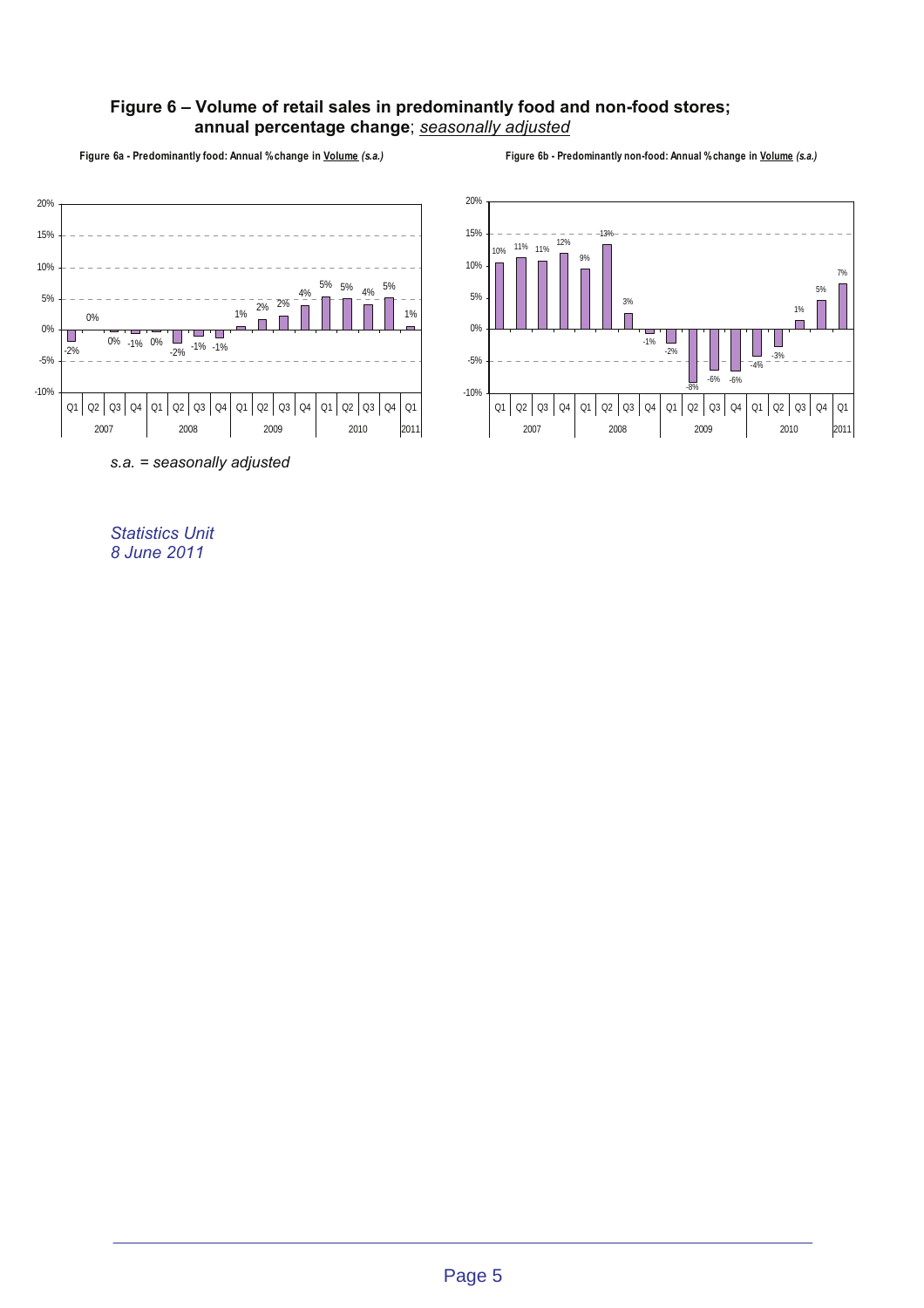### Figure 6 – Volume of retail sales in predominantly food and non-food stores; annual percentage change; *seasonally adjusted*

**Figure 6a - Predominantly food: Annual % change in Volume *(s.a.)***

| Year | Quarter | Annual % change |
|---|---|---|
| 2007 | Q1 | -2% |
| | Q2 | 0% |
| | Q3 | 0% |
| | Q4 | -1% |
| 2008 | Q1 | 0% |
| | Q2 | -2% |
| | Q3 | -1% |
| | Q4 | -1% |
| 2009 | Q1 | 1% |
| | Q2 | 2% |
| | Q3 | 2% |
| | Q4 | 4% |
| 2010 | Q1 | 5% |
| | Q2 | 5% |
| | Q3 | 4% |
| | Q4 | 5% |
| 2011 | Q1 | 1% |

**Figure 6b - Predominantly non-food: Annual % change in Volume *(s.a.)***

| Year | Quarter | Annual % change |
|---|---|---|
| 2007 | Q1 | 10% |
| | Q2 | 11% |
| | Q3 | 11% |
| | Q4 | 12% |
| 2008 | Q1 | 9% |
| | Q2 | 13% |
| | Q3 | 3% |
| | Q4 | -1% |
| 2009 | Q1 | -2% |
| | Q2 | -8% |
| | Q3 | -6% |
| | Q4 | -6% |
| 2010 | Q1 | -4% |
| | Q2 | -3% |
| | Q3 | 1% |
| | Q4 | 5% |
| 2011 | Q1 | 7% |

*s.a. = seasonally adjusted*

*Statistics Unit*
*8 June 2011*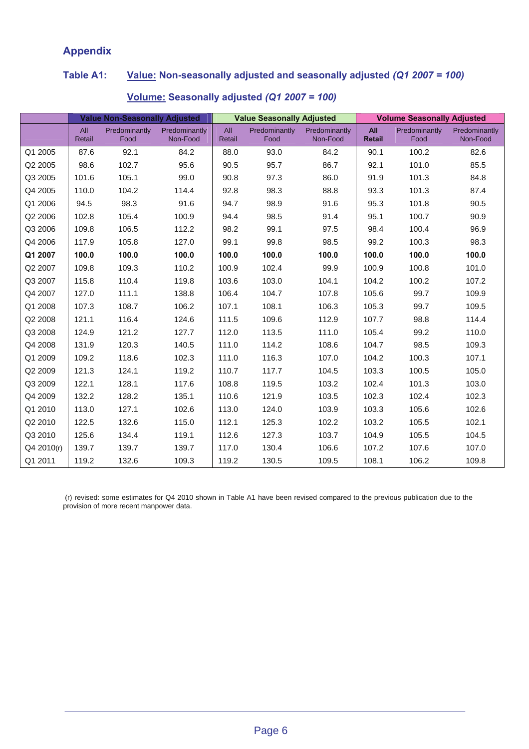## Appendix

### Table A1: Value: Non-seasonally adjusted and seasonally adjusted *(Q1 2007 = 100)*

### Volume: Seasonally adjusted *(Q1 2007 = 100)*

| | Value Non-Seasonally Adjusted | | | Value Seasonally Adjusted | | | Volume Seasonally Adjusted | | |
|---|---|---|---|---|---|---|---|---|---|
| | All Retail | Predominantly Food | Predominantly Non-Food | All Retail | Predominantly Food | Predominantly Non-Food | **All Retail** | Predominantly Food | Predominantly Non-Food |
| Q1 2005 | 87.6 | 92.1 | 84.2 | 88.0 | 93.0 | 84.2 | 90.1 | 100.2 | 82.6 |
| Q2 2005 | 98.6 | 102.7 | 95.6 | 90.5 | 95.7 | 86.7 | 92.1 | 101.0 | 85.5 |
| Q3 2005 | 101.6 | 105.1 | 99.0 | 90.8 | 97.3 | 86.0 | 91.9 | 101.3 | 84.8 |
| Q4 2005 | 110.0 | 104.2 | 114.4 | 92.8 | 98.3 | 88.8 | 93.3 | 101.3 | 87.4 |
| Q1 2006 | 94.5 | 98.3 | 91.6 | 94.7 | 98.9 | 91.6 | 95.3 | 101.8 | 90.5 |
| Q2 2006 | 102.8 | 105.4 | 100.9 | 94.4 | 98.5 | 91.4 | 95.1 | 100.7 | 90.9 |
| Q3 2006 | 109.8 | 106.5 | 112.2 | 98.2 | 99.1 | 97.5 | 98.4 | 100.4 | 96.9 |
| Q4 2006 | 117.9 | 105.8 | 127.0 | 99.1 | 99.8 | 98.5 | 99.2 | 100.3 | 98.3 |
| **Q1 2007** | **100.0** | **100.0** | **100.0** | **100.0** | **100.0** | **100.0** | **100.0** | **100.0** | **100.0** |
| Q2 2007 | 109.8 | 109.3 | 110.2 | 100.9 | 102.4 | 99.9 | 100.9 | 100.8 | 101.0 |
| Q3 2007 | 115.8 | 110.4 | 119.8 | 103.6 | 103.0 | 104.1 | 104.2 | 100.2 | 107.2 |
| Q4 2007 | 127.0 | 111.1 | 138.8 | 106.4 | 104.7 | 107.8 | 105.6 | 99.7 | 109.9 |
| Q1 2008 | 107.3 | 108.7 | 106.2 | 107.1 | 108.1 | 106.3 | 105.3 | 99.7 | 109.5 |
| Q2 2008 | 121.1 | 116.4 | 124.6 | 111.5 | 109.6 | 112.9 | 107.7 | 98.8 | 114.4 |
| Q3 2008 | 124.9 | 121.2 | 127.7 | 112.0 | 113.5 | 111.0 | 105.4 | 99.2 | 110.0 |
| Q4 2008 | 131.9 | 120.3 | 140.5 | 111.0 | 114.2 | 108.6 | 104.7 | 98.5 | 109.3 |
| Q1 2009 | 109.2 | 118.6 | 102.3 | 111.0 | 116.3 | 107.0 | 104.2 | 100.3 | 107.1 |
| Q2 2009 | 121.3 | 124.1 | 119.2 | 110.7 | 117.7 | 104.5 | 103.3 | 100.5 | 105.0 |
| Q3 2009 | 122.1 | 128.1 | 117.6 | 108.8 | 119.5 | 103.2 | 102.4 | 101.3 | 103.0 |
| Q4 2009 | 132.2 | 128.2 | 135.1 | 110.6 | 121.9 | 103.5 | 102.3 | 102.4 | 102.3 |
| Q1 2010 | 113.0 | 127.1 | 102.6 | 113.0 | 124.0 | 103.9 | 103.3 | 105.6 | 102.6 |
| Q2 2010 | 122.5 | 132.6 | 115.0 | 112.1 | 125.3 | 102.2 | 103.2 | 105.5 | 102.1 |
| Q3 2010 | 125.6 | 134.4 | 119.1 | 112.6 | 127.3 | 103.7 | 104.9 | 105.5 | 104.5 |
| Q4 2010(r) | 139.7 | 139.7 | 139.7 | 117.0 | 130.4 | 106.6 | 107.2 | 107.6 | 107.0 |
| Q1 2011 | 119.2 | 132.6 | 109.3 | 119.2 | 130.5 | 109.5 | 108.1 | 106.2 | 109.8 |

(r) revised: some estimates for Q4 2010 shown in Table A1 have been revised compared to the previous publication due to the provision of more recent manpower data.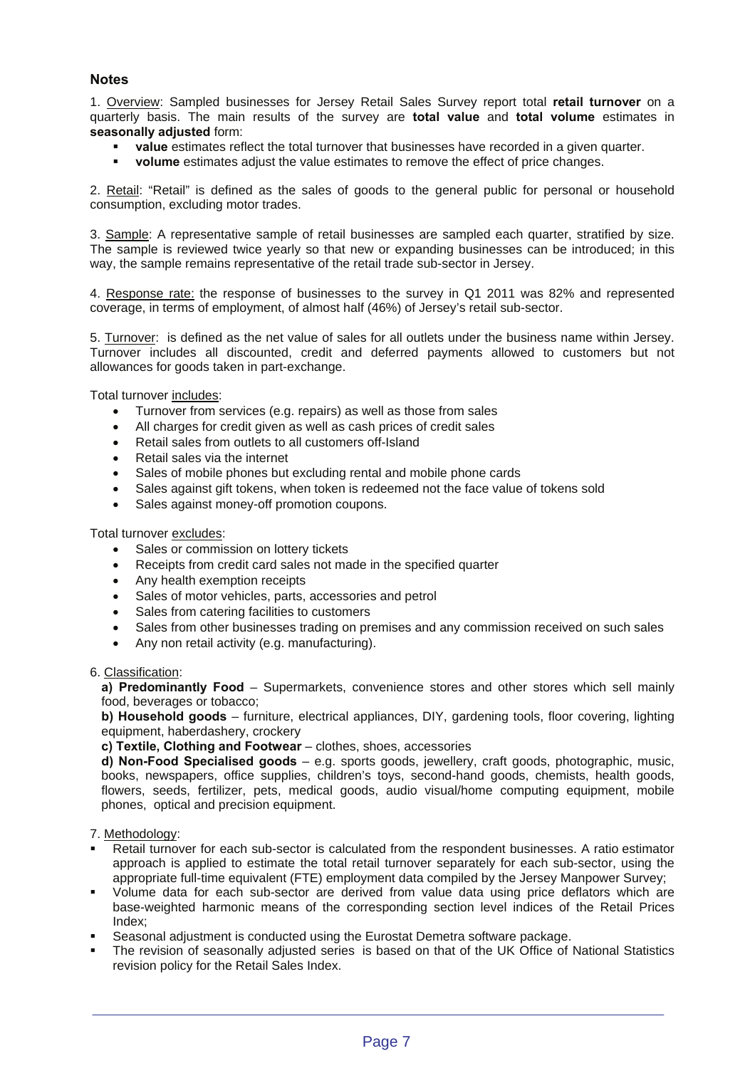## Notes

1. Overview: Sampled businesses for Jersey Retail Sales Survey report total **retail turnover** on a quarterly basis. The main results of the survey are **total value** and **total volume** estimates in **seasonally adjusted** form:

- **value** estimates reflect the total turnover that businesses have recorded in a given quarter.
- **volume** estimates adjust the value estimates to remove the effect of price changes.

2. Retail: "Retail" is defined as the sales of goods to the general public for personal or household consumption, excluding motor trades.

3. Sample: A representative sample of retail businesses are sampled each quarter, stratified by size. The sample is reviewed twice yearly so that new or expanding businesses can be introduced; in this way, the sample remains representative of the retail trade sub-sector in Jersey.

4. Response rate: the response of businesses to the survey in Q1 2011 was 82% and represented coverage, in terms of employment, of almost half (46%) of Jersey's retail sub-sector.

5. Turnover: is defined as the net value of sales for all outlets under the business name within Jersey. Turnover includes all discounted, credit and deferred payments allowed to customers but not allowances for goods taken in part-exchange.

Total turnover includes:

- Turnover from services (e.g. repairs) as well as those from sales
- All charges for credit given as well as cash prices of credit sales
- Retail sales from outlets to all customers off-Island
- Retail sales via the internet
- Sales of mobile phones but excluding rental and mobile phone cards
- Sales against gift tokens, when token is redeemed not the face value of tokens sold
- Sales against money-off promotion coupons.

Total turnover excludes:

- Sales or commission on lottery tickets
- Receipts from credit card sales not made in the specified quarter
- Any health exemption receipts
- Sales of motor vehicles, parts, accessories and petrol
- Sales from catering facilities to customers
- Sales from other businesses trading on premises and any commission received on such sales
- Any non retail activity (e.g. manufacturing).

6. Classification:

**a) Predominantly Food** – Supermarkets, convenience stores and other stores which sell mainly food, beverages or tobacco;

**b) Household goods** – furniture, electrical appliances, DIY, gardening tools, floor covering, lighting equipment, haberdashery, crockery

**c) Textile, Clothing and Footwear** – clothes, shoes, accessories

**d) Non-Food Specialised goods** – e.g. sports goods, jewellery, craft goods, photographic, music, books, newspapers, office supplies, children's toys, second-hand goods, chemists, health goods, flowers, seeds, fertilizer, pets, medical goods, audio visual/home computing equipment, mobile phones, optical and precision equipment.

7. Methodology:

- Retail turnover for each sub-sector is calculated from the respondent businesses. A ratio estimator approach is applied to estimate the total retail turnover separately for each sub-sector, using the appropriate full-time equivalent (FTE) employment data compiled by the Jersey Manpower Survey;
- Volume data for each sub-sector are derived from value data using price deflators which are base-weighted harmonic means of the corresponding section level indices of the Retail Prices Index;
- Seasonal adjustment is conducted using the Eurostat Demetra software package.
- The revision of seasonally adjusted series is based on that of the UK Office of National Statistics revision policy for the Retail Sales Index.